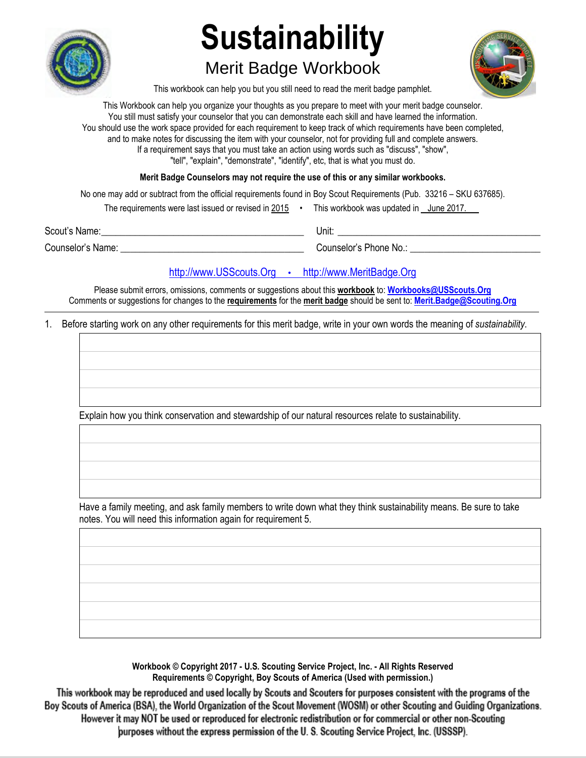# Sustainability

## Merit Badge Workbook

This workbook can help you but you still need to read the merit badge pamphlet.

This Workbook can help you organize your thoughts as you prepare to meet with your merit badge counselor.
You still must satisfy your counselor that you can demonstrate each skill and have learned the information.
You should use the work space provided for each requirement to keep track of which requirements have been completed, and to make notes for discussing the item with your counselor, not for providing full and complete answers.
If a requirement says that you must take an action using words such as "discuss", "show", "tell", "explain", "demonstrate", "identify", etc, that is what you must do.

**Merit Badge Counselors may not require the use of this or any similar workbooks.**

No one may add or subtract from the official requirements found in Boy Scout Requirements (Pub. 33216 – SKU 637685).

The requirements were last issued or revised in 2015 • This workbook was updated in June 2017.

Scout's Name: ________________________________ Unit: ________________________________

Counselor's Name: ____________________________ Counselor's Phone No.: ____________________

http://www.USScouts.Org • http://www.MeritBadge.Org

Please submit errors, omissions, comments or suggestions about this **workbook** to: **Workbooks@USScouts.Org**
Comments or suggestions for changes to the **requirements** for the **merit badge** should be sent to: **Merit.Badge@Scouting.Org**

---

1. Before starting work on any other requirements for this merit badge, write in your own words the meaning of *sustainability*.

   Explain how you think conservation and stewardship of our natural resources relate to sustainability.

   Have a family meeting, and ask family members to write down what they think sustainability means. Be sure to take notes. You will need this information again for requirement 5.

**Workbook © Copyright 2017 - U.S. Scouting Service Project, Inc. - All Rights Reserved**
**Requirements © Copyright, Boy Scouts of America (Used with permission.)**

This workbook may be reproduced and used locally by Scouts and Scouters for purposes consistent with the programs of the Boy Scouts of America (BSA), the World Organization of the Scout Movement (WOSM) or other Scouting and Guiding Organizations. However it may NOT be used or reproduced for electronic redistribution or for commercial or other non-Scouting purposes without the express permission of the U. S. Scouting Service Project, Inc. (USSSP).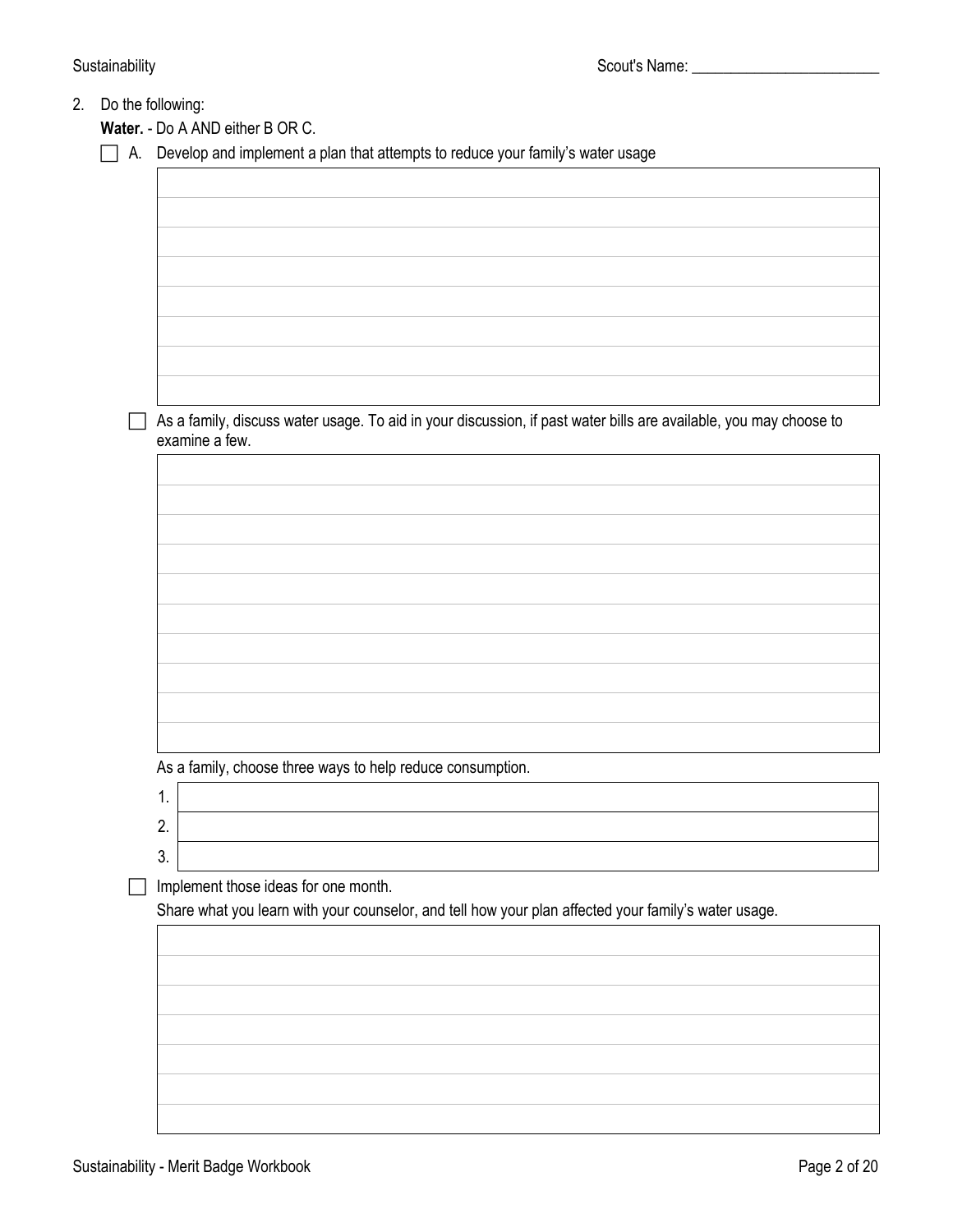Scout's Name: ________________________

2. Do the following:

   **Water.** - Do A AND either B OR C.

   - [ ] A. Develop and implement a plan that attempts to reduce your family's water usage

   - [ ] As a family, discuss water usage. To aid in your discussion, if past water bills are available, you may choose to examine a few.

   As a family, choose three ways to help reduce consumption.

   1.
   2.
   3.

   - [ ] Implement those ideas for one month.

   Share what you learn with your counselor, and tell how your plan affected your family's water usage.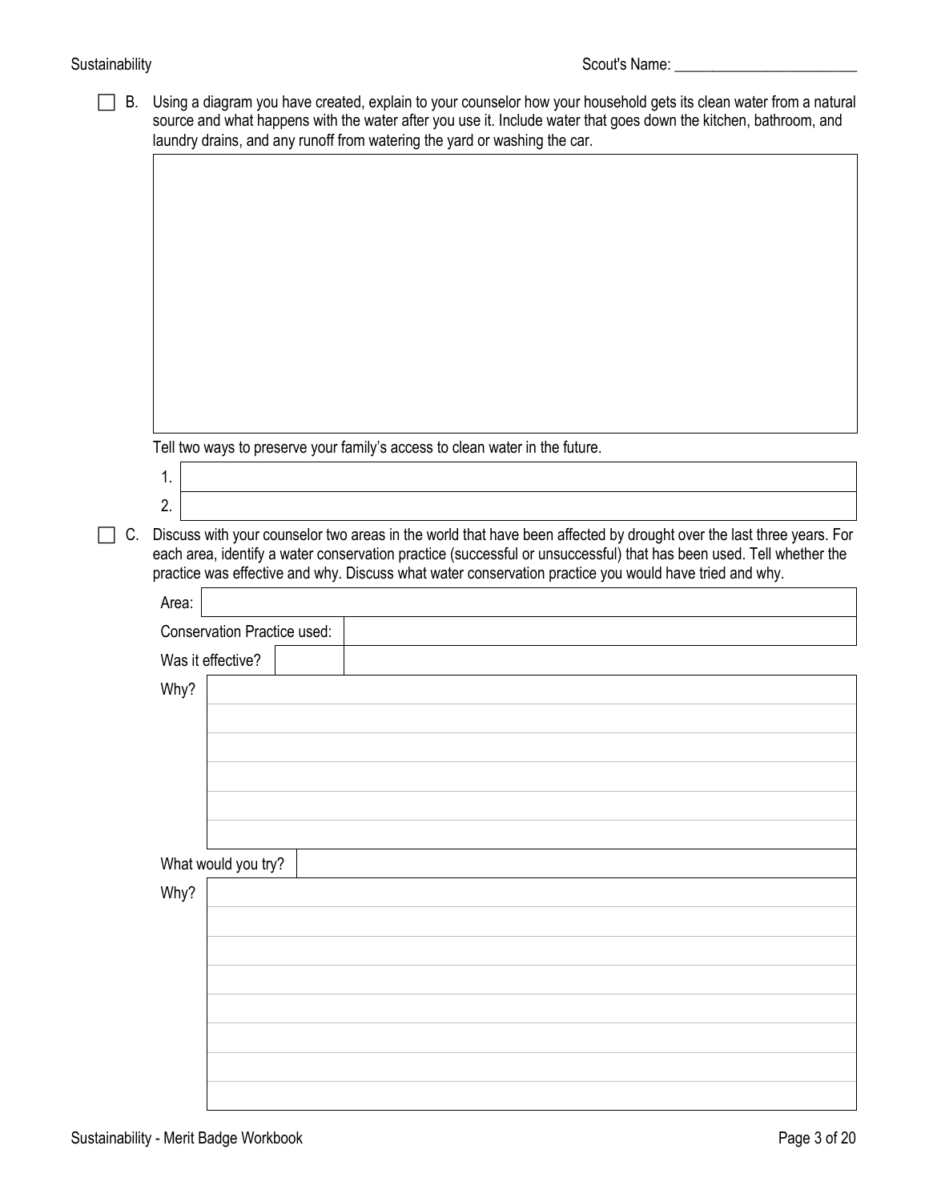- [ ] B. Using a diagram you have created, explain to your counselor how your household gets its clean water from a natural source and what happens with the water after you use it. Include water that goes down the kitchen, bathroom, and laundry drains, and any runoff from watering the yard or washing the car.

Tell two ways to preserve your family's access to clean water in the future.

1.
2.

- [ ] C. Discuss with your counselor two areas in the world that have been affected by drought over the last three years. For each area, identify a water conservation practice (successful or unsuccessful) that has been used. Tell whether the practice was effective and why. Discuss what water conservation practice you would have tried and why.

Area:

Conservation Practice used:

Was it effective?

Why?

What would you try?

Why?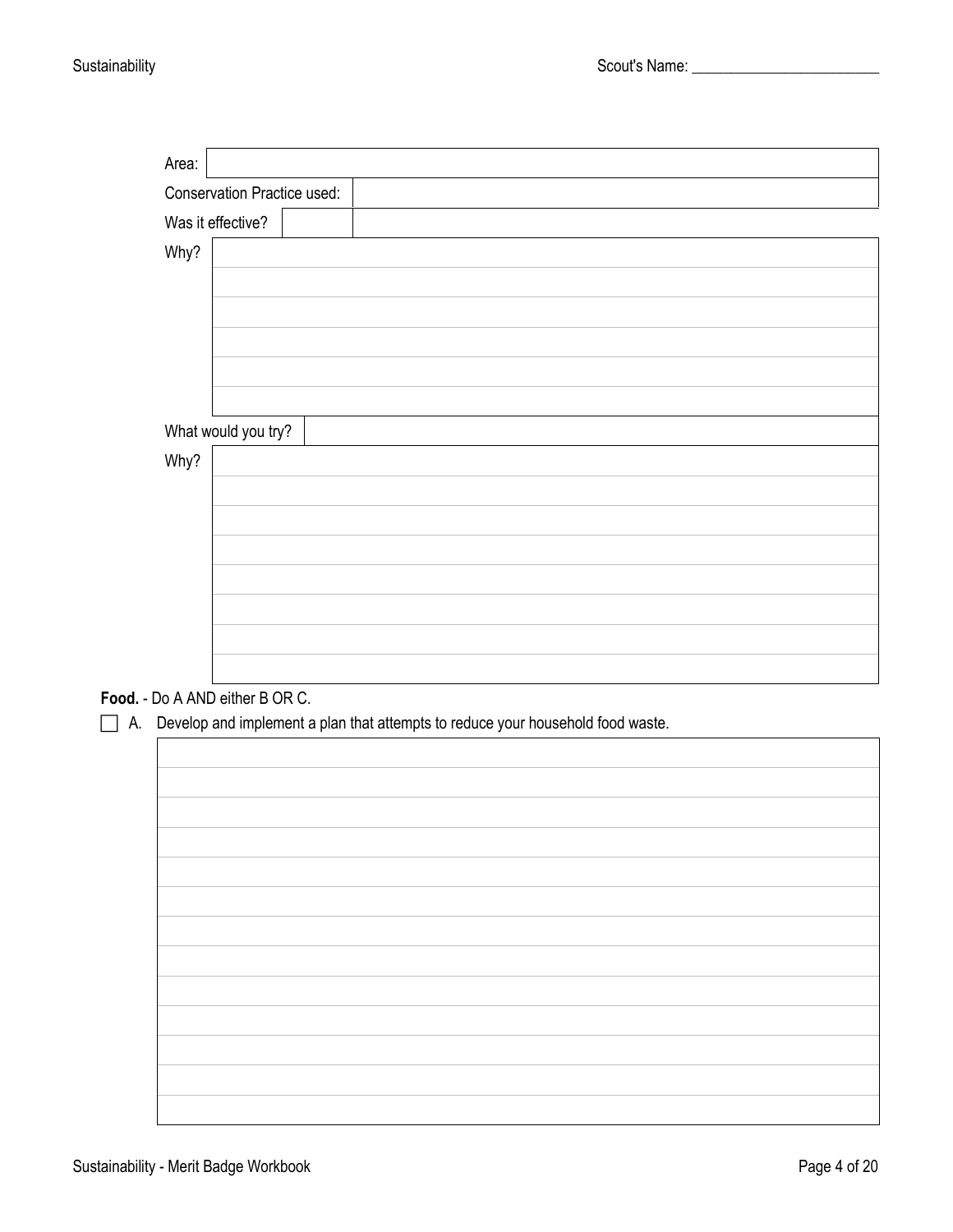| | |
|---|---|
| Area: | |
| Conservation Practice used: | |
| Was it effective? | |
| Why? | |
| What would you try? | |
| Why? | |

**Food.** - Do A AND either B OR C.

- [ ] A. Develop and implement a plan that attempts to reduce your household food waste.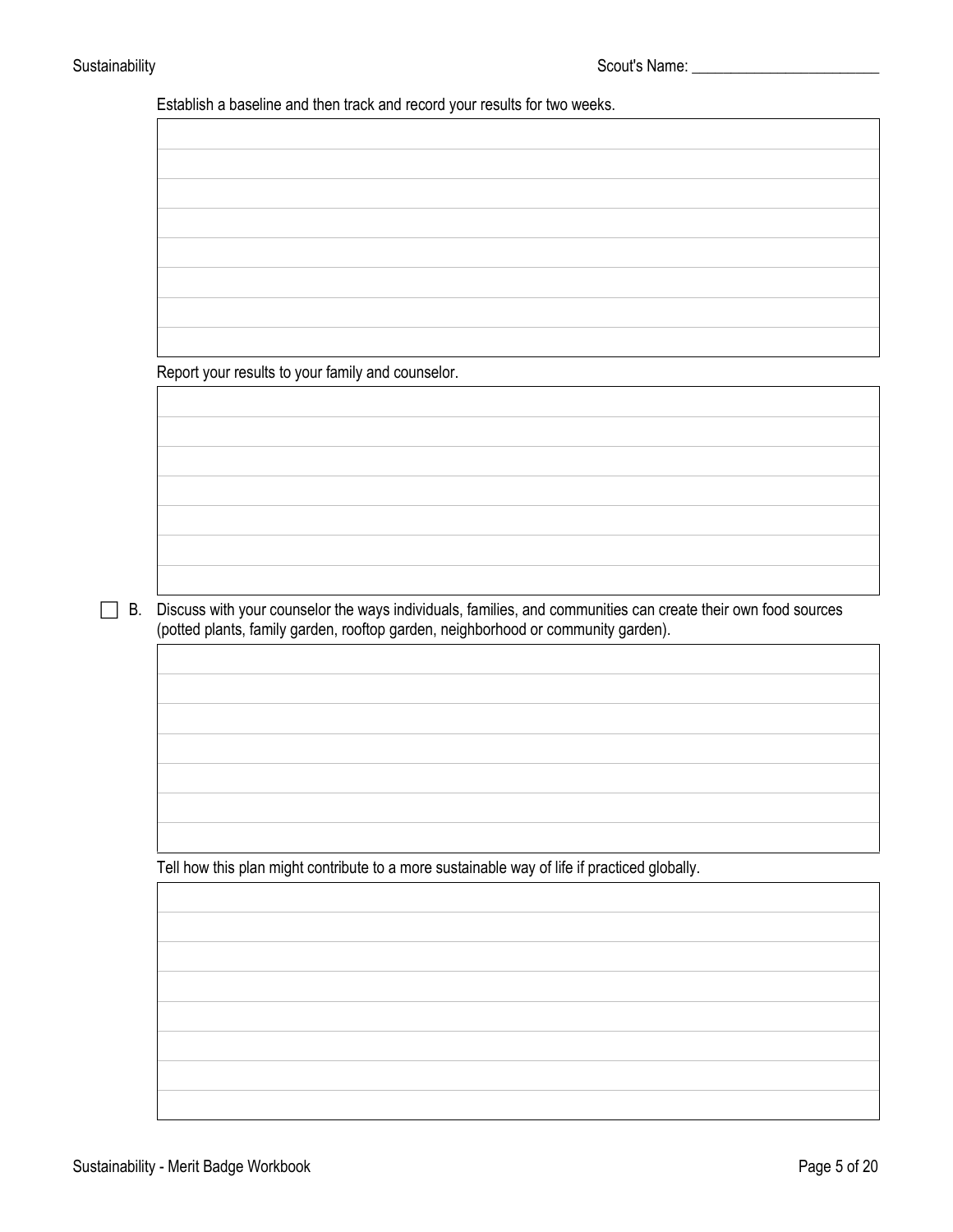Scout's Name: ________________________

Establish a baseline and then track and record your results for two weeks.

Report your results to your family and counselor.

- [ ] B. Discuss with your counselor the ways individuals, families, and communities can create their own food sources (potted plants, family garden, rooftop garden, neighborhood or community garden).

Tell how this plan might contribute to a more sustainable way of life if practiced globally.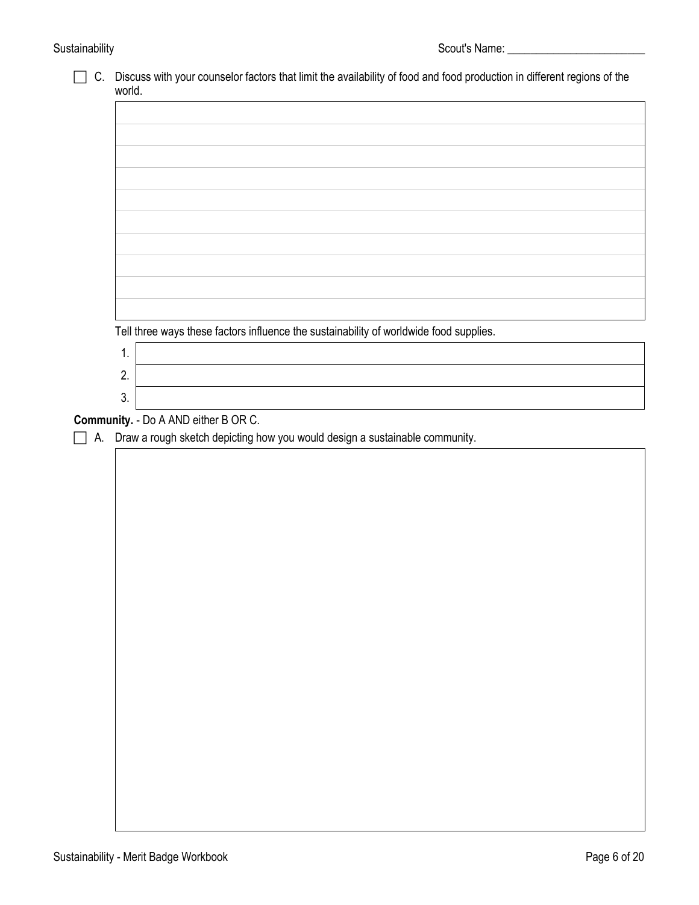Scout's Name: ________________________

☐ C. Discuss with your counselor factors that limit the availability of food and food production in different regions of the world.

Tell three ways these factors influence the sustainability of worldwide food supplies.

1.
2.
3.

**Community.** - Do A AND either B OR C.

☐ A. Draw a rough sketch depicting how you would design a sustainable community.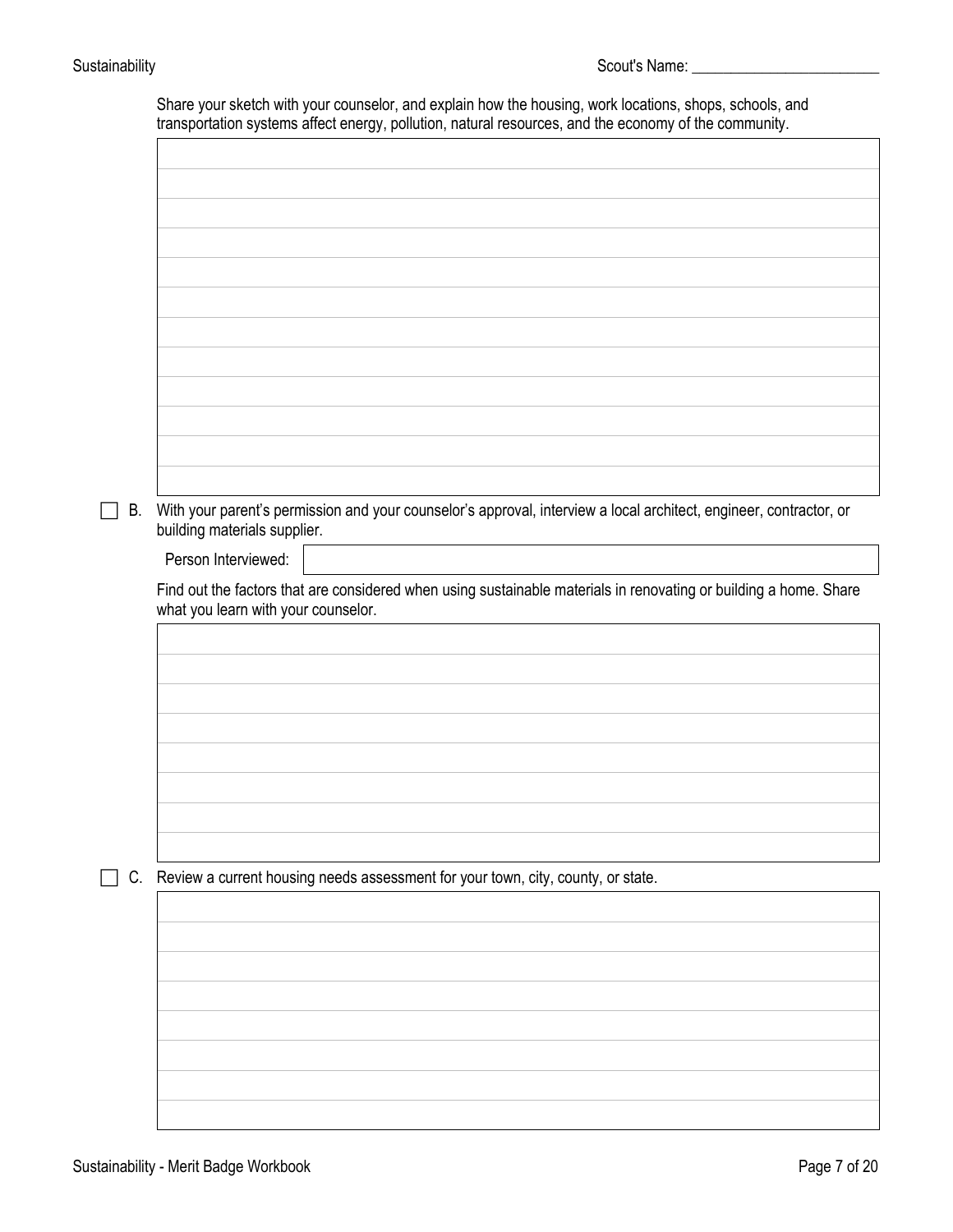Share your sketch with your counselor, and explain how the housing, work locations, shops, schools, and transportation systems affect energy, pollution, natural resources, and the economy of the community.

☐ B. With your parent's permission and your counselor's approval, interview a local architect, engineer, contractor, or building materials supplier.

Person Interviewed:

Find out the factors that are considered when using sustainable materials in renovating or building a home. Share what you learn with your counselor.

☐ C. Review a current housing needs assessment for your town, city, county, or state.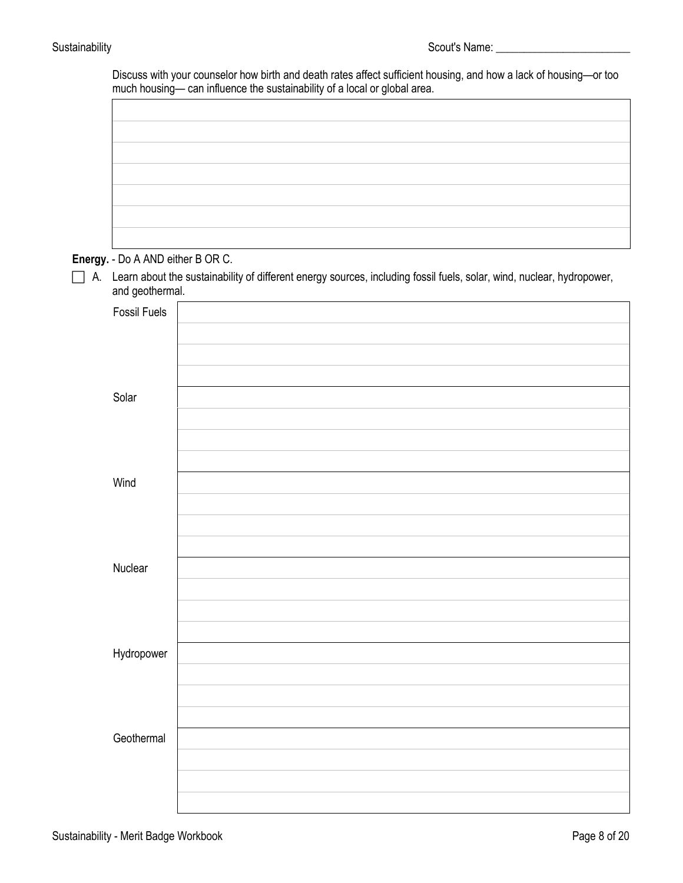Discuss with your counselor how birth and death rates affect sufficient housing, and how a lack of housing—or too much housing— can influence the sustainability of a local or global area.

| |
|---|
| |
| |
| |
| |
| |
| |
| |

**Energy.** - Do A AND either B OR C.

☐ A. Learn about the sustainability of different energy sources, including fossil fuels, solar, wind, nuclear, hydropower, and geothermal.

| | |
|---|---|
| Fossil Fuels | |
| Solar | |
| Wind | |
| Nuclear | |
| Hydropower | |
| Geothermal | |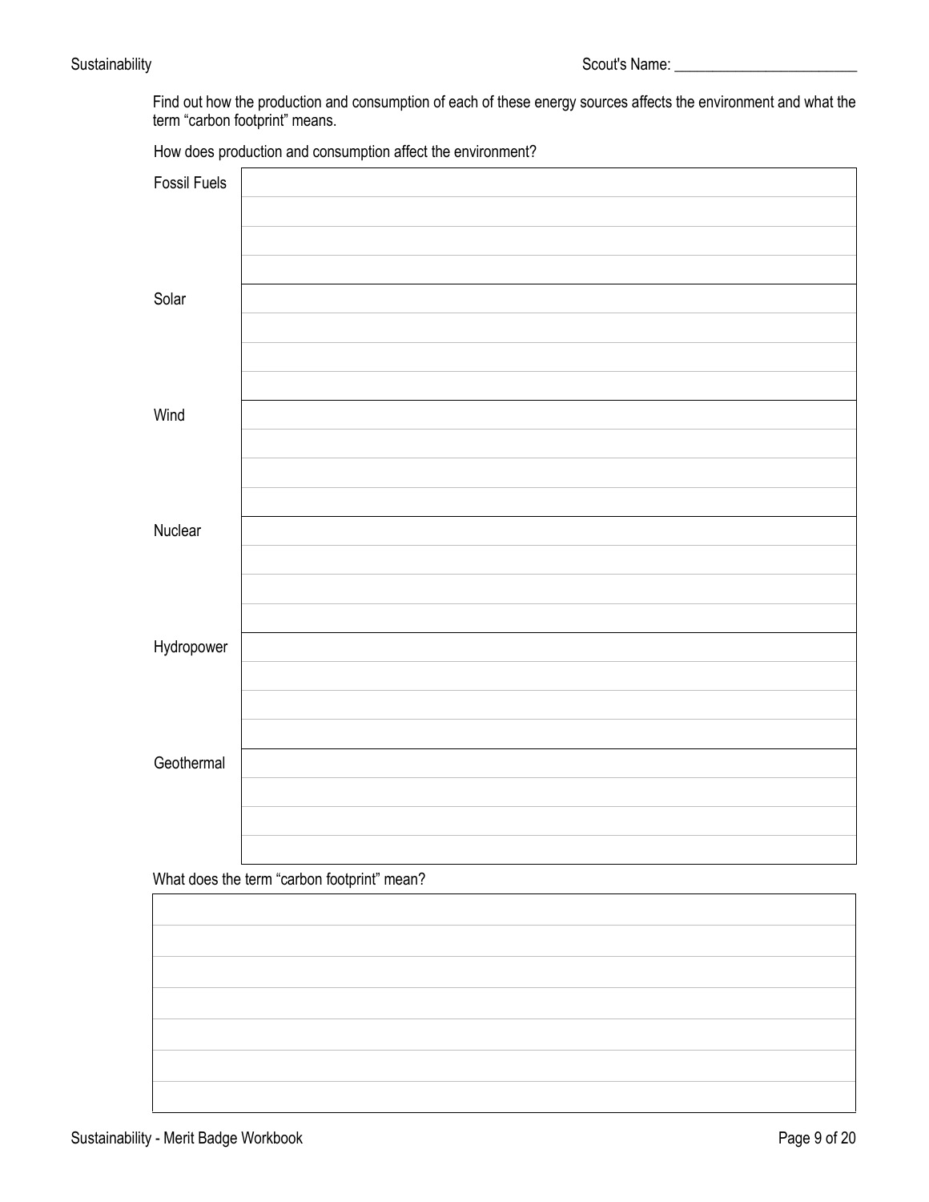Find out how the production and consumption of each of these energy sources affects the environment and what the term "carbon footprint" means.

How does production and consumption affect the environment?

| | |
|---|---|
| Fossil Fuels | |
| Solar | |
| Wind | |
| Nuclear | |
| Hydropower | |
| Geothermal | |

What does the term "carbon footprint" mean?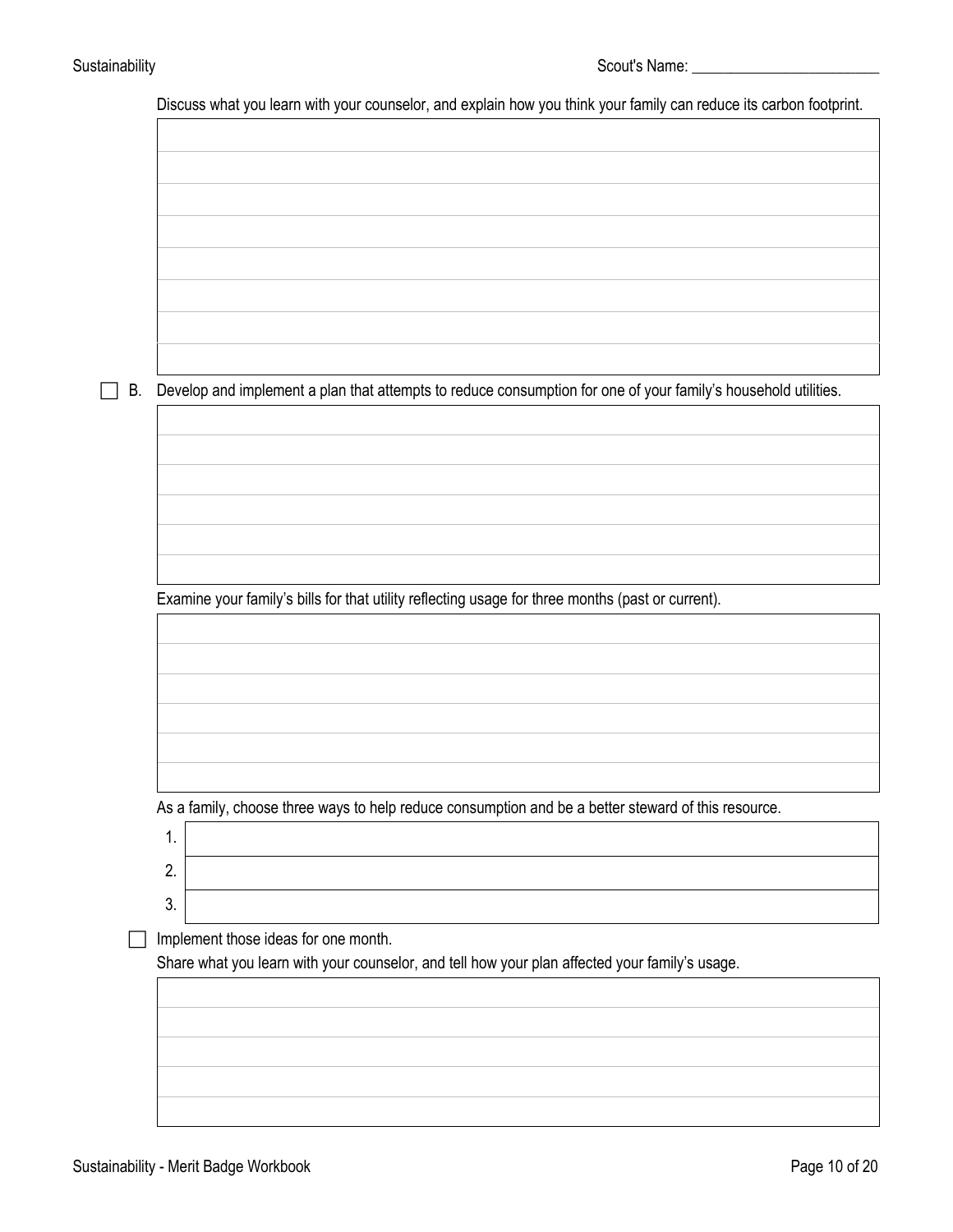Discuss what you learn with your counselor, and explain how you think your family can reduce its carbon footprint.

- [ ] B. Develop and implement a plan that attempts to reduce consumption for one of your family's household utilities.

Examine your family's bills for that utility reflecting usage for three months (past or current).

As a family, choose three ways to help reduce consumption and be a better steward of this resource.

1.
2.
3.

- [ ] Implement those ideas for one month.

Share what you learn with your counselor, and tell how your plan affected your family's usage.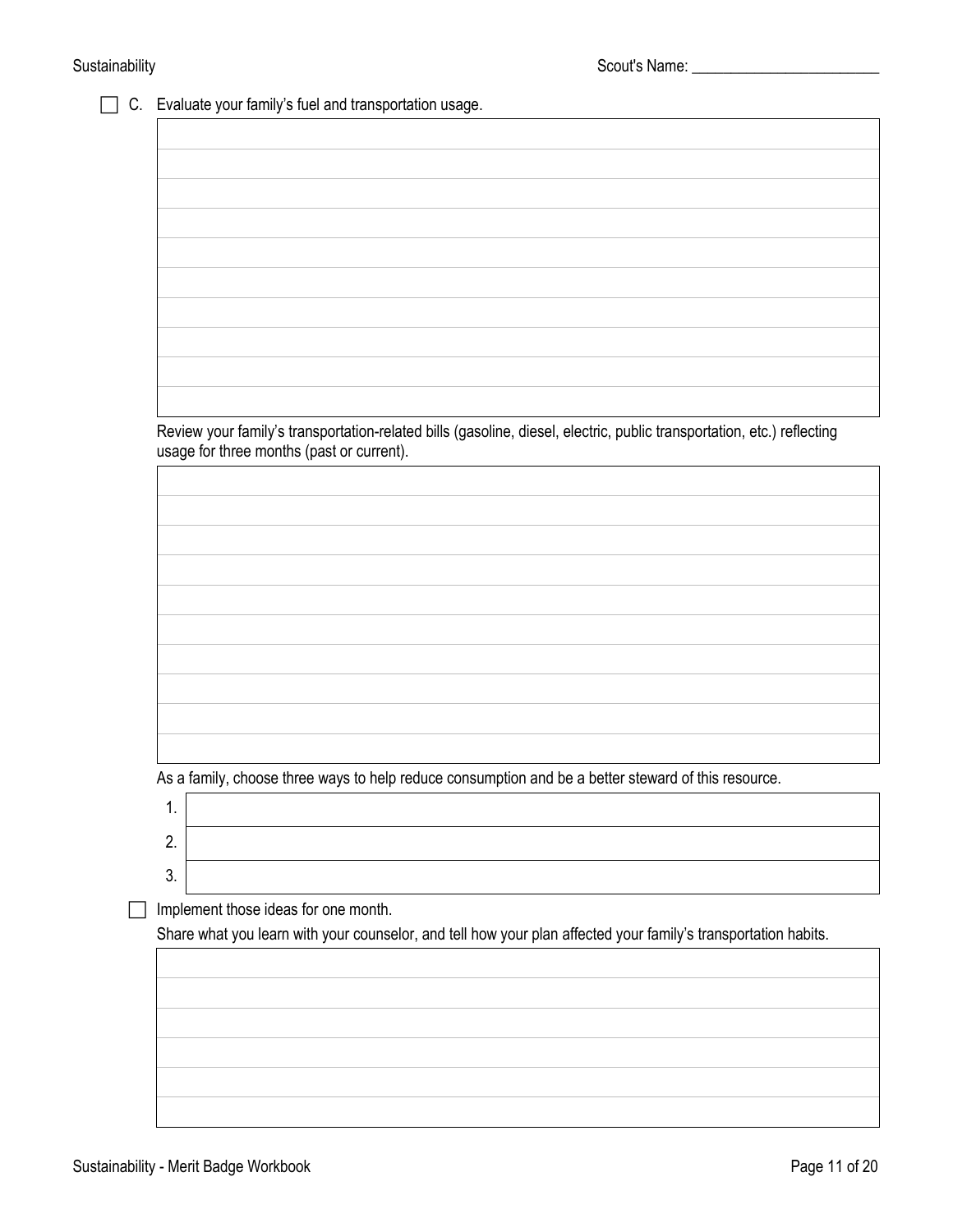☐ C. Evaluate your family's fuel and transportation usage.

Review your family's transportation-related bills (gasoline, diesel, electric, public transportation, etc.) reflecting usage for three months (past or current).

As a family, choose three ways to help reduce consumption and be a better steward of this resource.

1.
2.
3.

☐ Implement those ideas for one month.

Share what you learn with your counselor, and tell how your plan affected your family's transportation habits.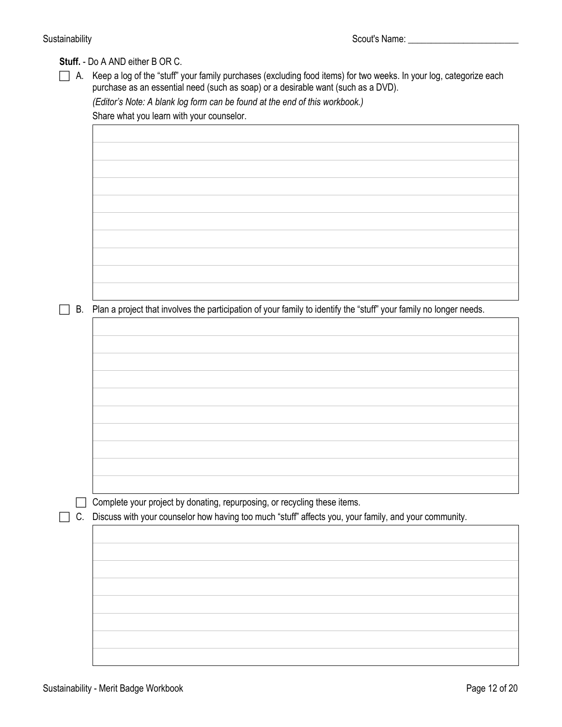Scout's Name: ________________________

**Stuff.** - Do A AND either B OR C.

☐ A. Keep a log of the "stuff" your family purchases (excluding food items) for two weeks. In your log, categorize each purchase as an essential need (such as soap) or a desirable want (such as a DVD).

*(Editor's Note: A blank log form can be found at the end of this workbook.)*

Share what you learn with your counselor.

☐ B. Plan a project that involves the participation of your family to identify the "stuff" your family no longer needs.

☐ Complete your project by donating, repurposing, or recycling these items.

☐ C. Discuss with your counselor how having too much "stuff" affects you, your family, and your community.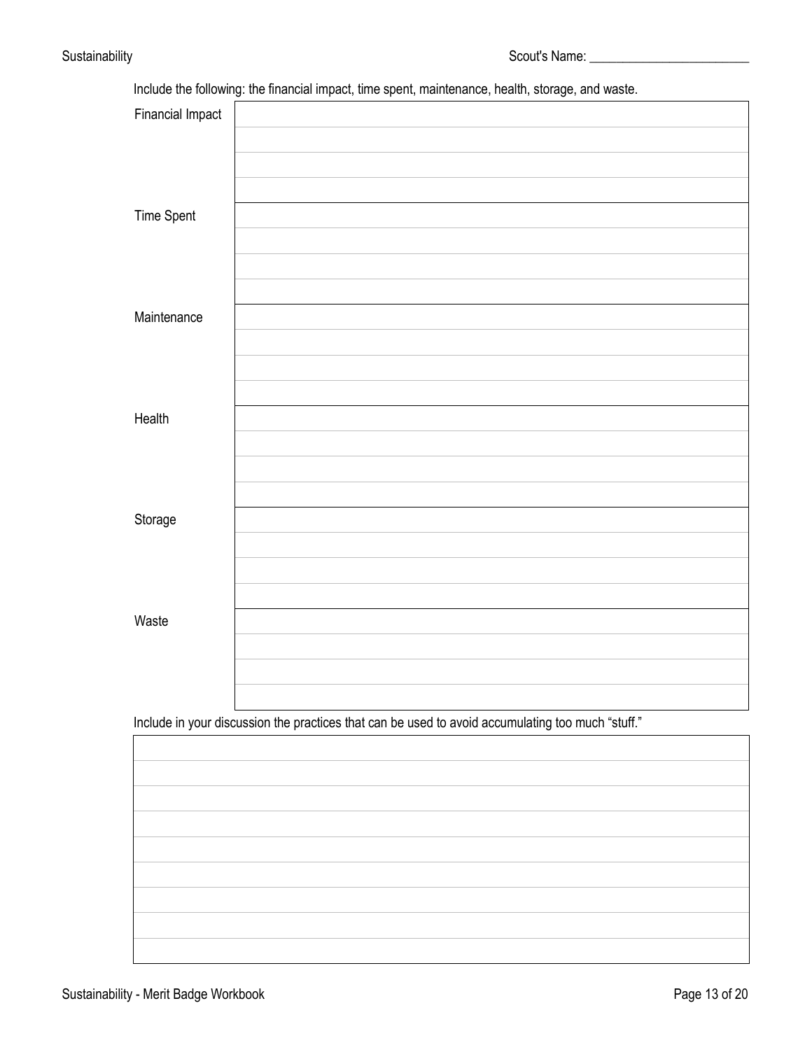Scout's Name: ________________________

Include the following: the financial impact, time spent, maintenance, health, storage, and waste.

| | |
|---|---|
| Financial Impact | |
| Time Spent | |
| Maintenance | |
| Health | |
| Storage | |
| Waste | |

Include in your discussion the practices that can be used to avoid accumulating too much "stuff."

| |
|---|
| |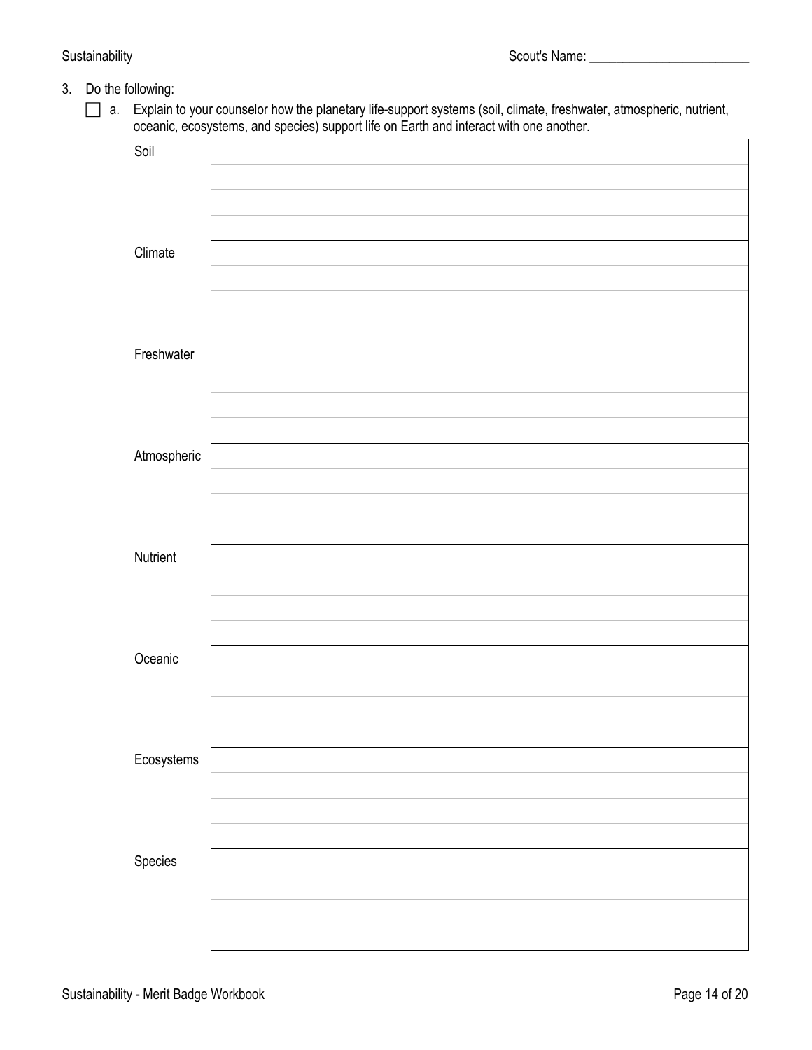3. Do the following:

☐ a. Explain to your counselor how the planetary life-support systems (soil, climate, freshwater, atmospheric, nutrient, oceanic, ecosystems, and species) support life on Earth and interact with one another.

| | |
|---|---|
| Soil | |
| Climate | |
| Freshwater | |
| Atmospheric | |
| Nutrient | |
| Oceanic | |
| Ecosystems | |
| Species | |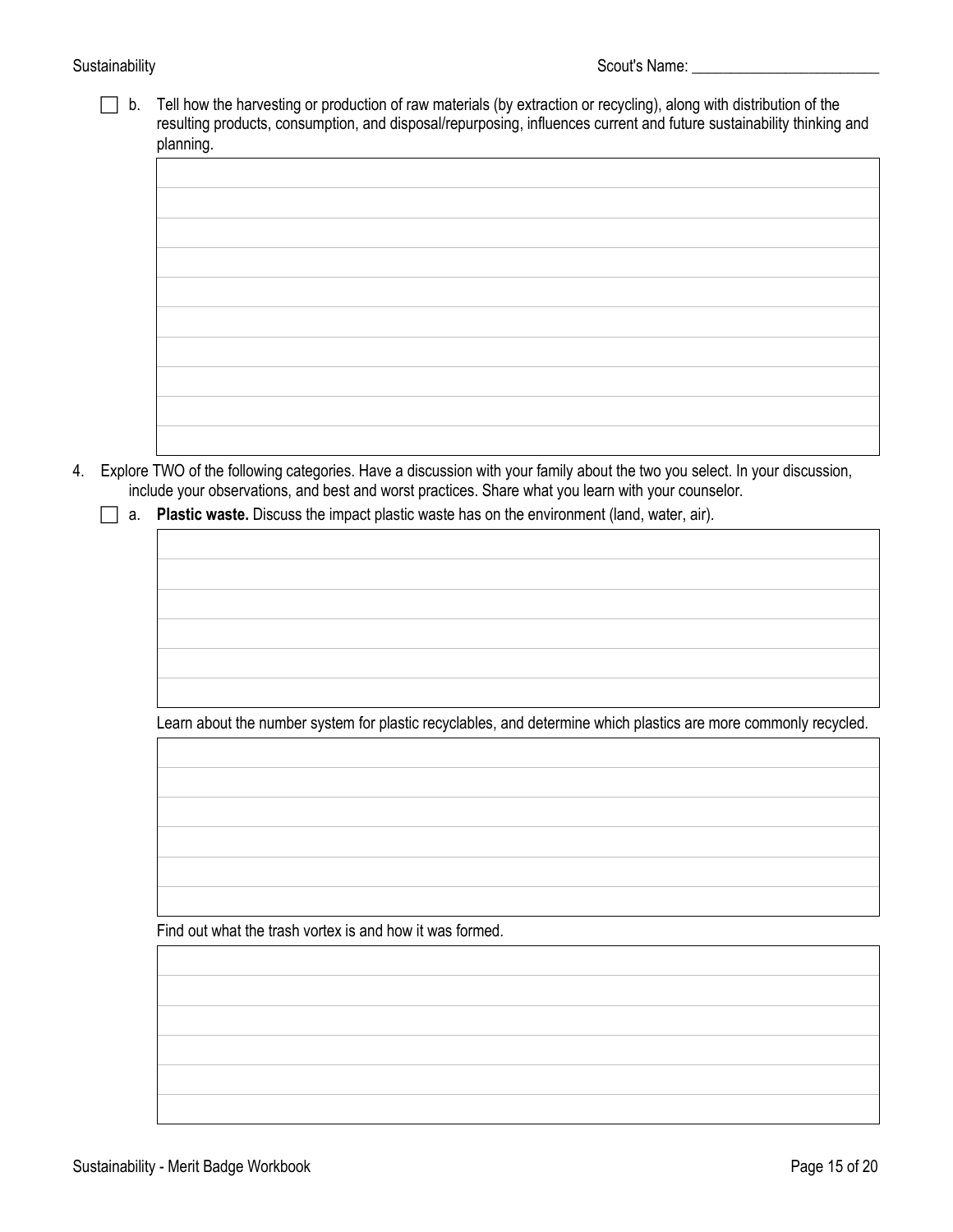- [ ] b. Tell how the harvesting or production of raw materials (by extraction or recycling), along with distribution of the resulting products, consumption, and disposal/repurposing, influences current and future sustainability thinking and planning.

4. Explore TWO of the following categories. Have a discussion with your family about the two you select. In your discussion, include your observations, and best and worst practices. Share what you learn with your counselor.

- [ ] a. **Plastic waste.** Discuss the impact plastic waste has on the environment (land, water, air).

Learn about the number system for plastic recyclables, and determine which plastics are more commonly recycled.

Find out what the trash vortex is and how it was formed.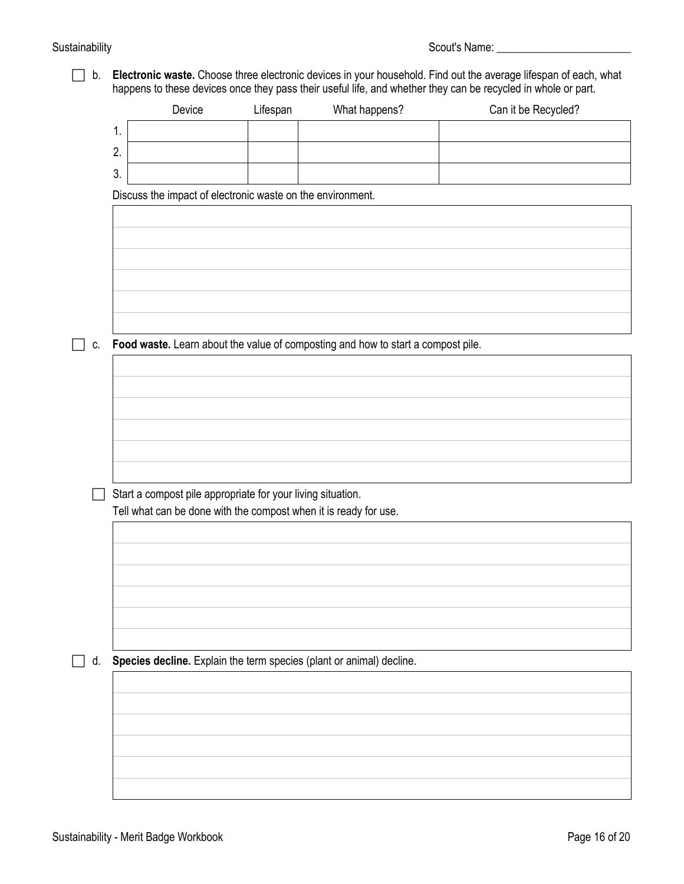Scout's Name: ________________________

☐ b. **Electronic waste.** Choose three electronic devices in your household. Find out the average lifespan of each, what happens to these devices once they pass their useful life, and whether they can be recycled in whole or part.

| | Device | Lifespan | What happens? | Can it be Recycled? |
|---|---|---|---|---|
| 1. | | | | |
| 2. | | | | |
| 3. | | | | |

Discuss the impact of electronic waste on the environment.

☐ c. **Food waste.** Learn about the value of composting and how to start a compost pile.

☐ Start a compost pile appropriate for your living situation.

Tell what can be done with the compost when it is ready for use.

☐ d. **Species decline.** Explain the term species (plant or animal) decline.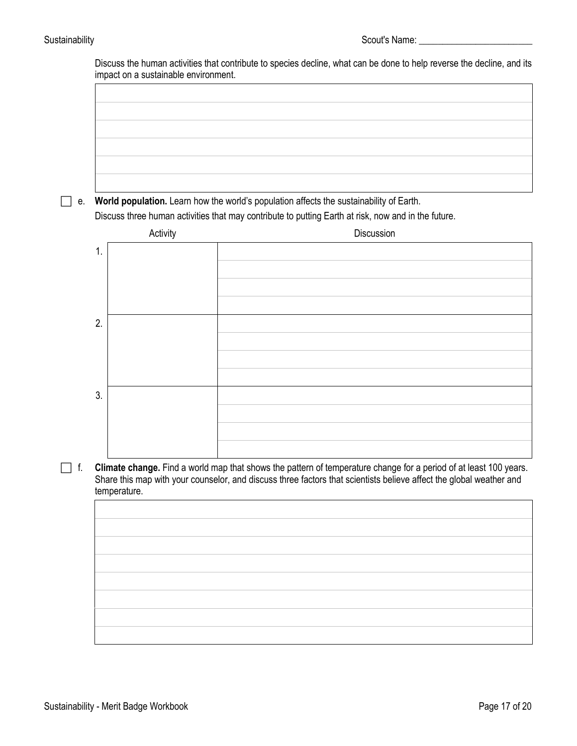Discuss the human activities that contribute to species decline, what can be done to help reverse the decline, and its impact on a sustainable environment.

| |
|---|
| |
| |
| |
| |
| |
| |

☐ e. **World population.** Learn how the world's population affects the sustainability of Earth.
Discuss three human activities that may contribute to putting Earth at risk, now and in the future.

| | Activity | Discussion |
|---|---|---|
| 1. | | |
| 2. | | |
| 3. | | |

☐ f. **Climate change.** Find a world map that shows the pattern of temperature change for a period of at least 100 years. Share this map with your counselor, and discuss three factors that scientists believe affect the global weather and temperature.

| |
|---|
| |
| |
| |
| |
| |
| |
| |
| |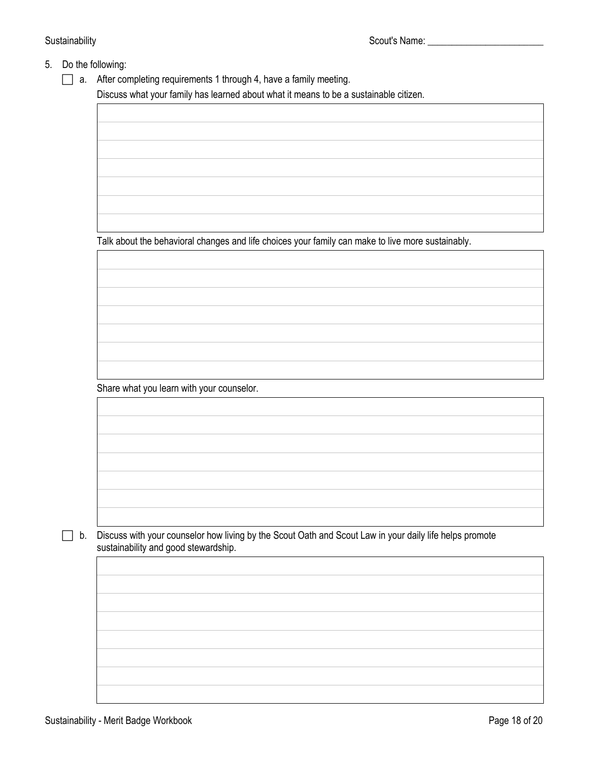Scout's Name: ________________________

5. Do the following:

   - [ ] a. After completing requirements 1 through 4, have a family meeting.

     Discuss what your family has learned about what it means to be a sustainable citizen.

     Talk about the behavioral changes and life choices your family can make to live more sustainably.

     Share what you learn with your counselor.

   - [ ] b. Discuss with your counselor how living by the Scout Oath and Scout Law in your daily life helps promote sustainability and good stewardship.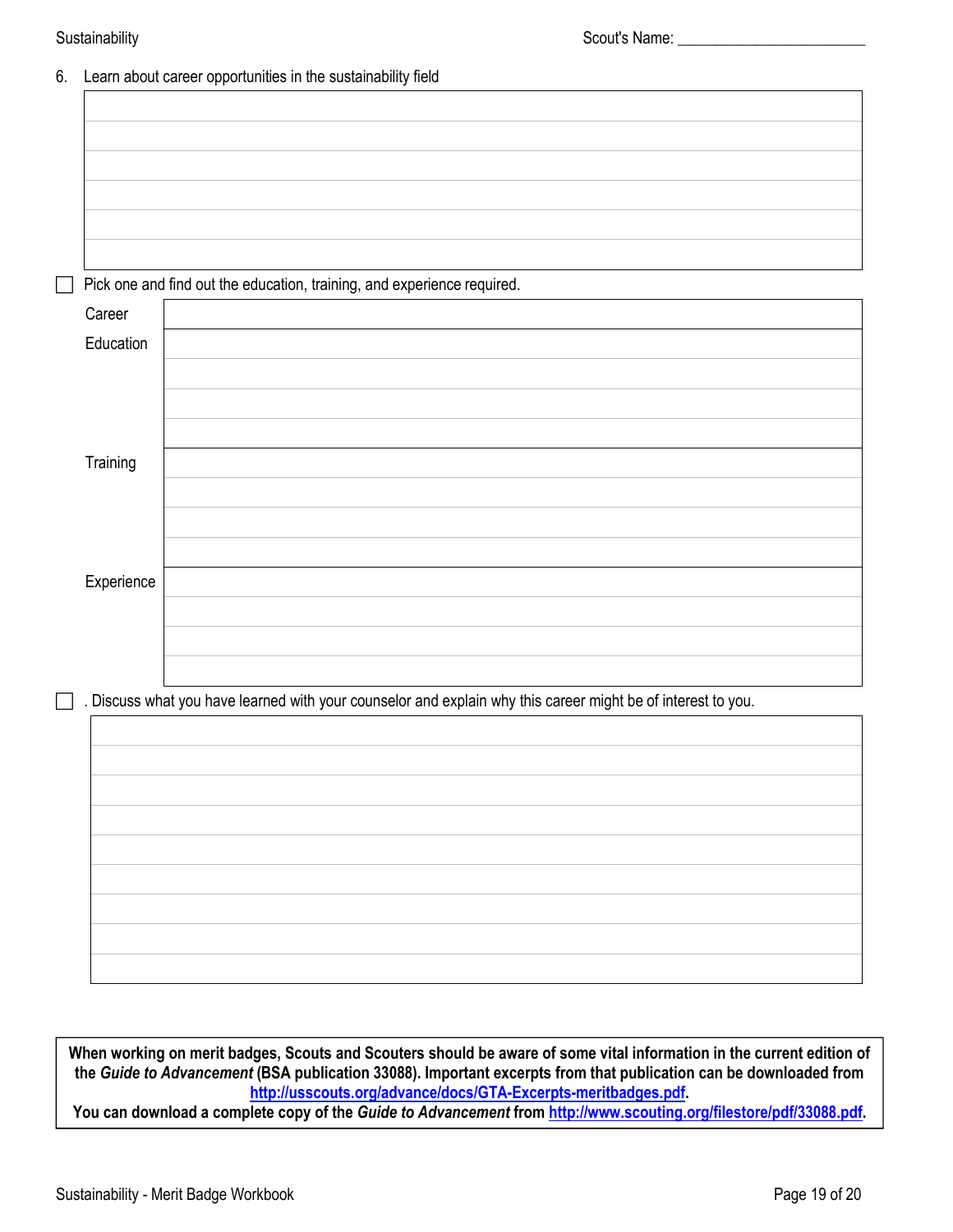6. Learn about career opportunities in the sustainability field

☐ Pick one and find out the education, training, and experience required.

| | |
|---|---|
| Career | |
| Education | |
| Training | |
| Experience | |

☐ . Discuss what you have learned with your counselor and explain why this career might be of interest to you.

**When working on merit badges, Scouts and Scouters should be aware of some vital information in the current edition of the *Guide to Advancement* (BSA publication 33088). Important excerpts from that publication can be downloaded from [http://usscouts.org/advance/docs/GTA-Excerpts-meritbadges.pdf](http://usscouts.org/advance/docs/GTA-Excerpts-meritbadges.pdf).**
**You can download a complete copy of the *Guide to Advancement* from [http://www.scouting.org/filestore/pdf/33088.pdf](http://www.scouting.org/filestore/pdf/33088.pdf).**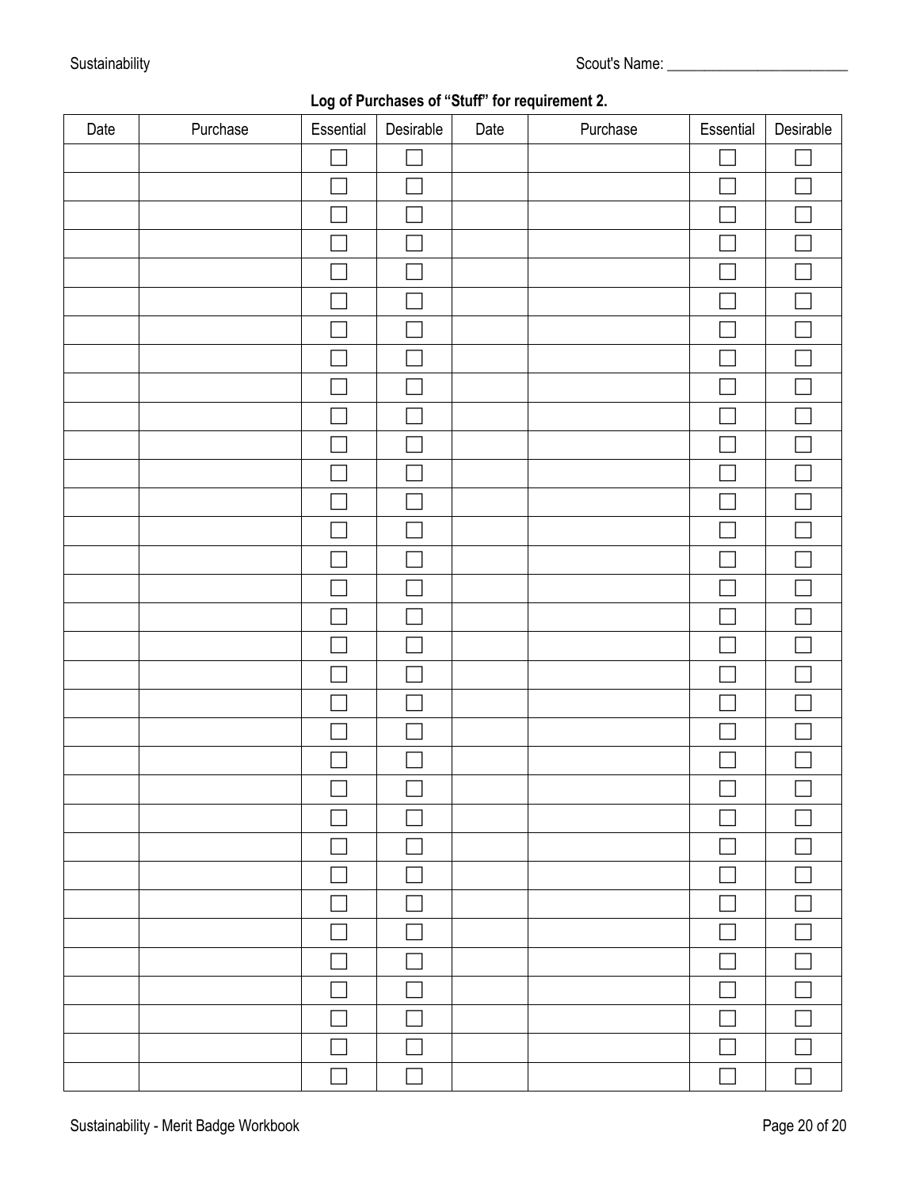Scout's Name: ________________________

**Log of Purchases of "Stuff" for requirement 2.**

| Date | Purchase | Essential | Desirable | Date | Purchase | Essential | Desirable |
|---|---|---|---|---|---|---|---|
| | | ☐ | ☐ | | | ☐ | ☐ |
| | | ☐ | ☐ | | | ☐ | ☐ |
| | | ☐ | ☐ | | | ☐ | ☐ |
| | | ☐ | ☐ | | | ☐ | ☐ |
| | | ☐ | ☐ | | | ☐ | ☐ |
| | | ☐ | ☐ | | | ☐ | ☐ |
| | | ☐ | ☐ | | | ☐ | ☐ |
| | | ☐ | ☐ | | | ☐ | ☐ |
| | | ☐ | ☐ | | | ☐ | ☐ |
| | | ☐ | ☐ | | | ☐ | ☐ |
| | | ☐ | ☐ | | | ☐ | ☐ |
| | | ☐ | ☐ | | | ☐ | ☐ |
| | | ☐ | ☐ | | | ☐ | ☐ |
| | | ☐ | ☐ | | | ☐ | ☐ |
| | | ☐ | ☐ | | | ☐ | ☐ |
| | | ☐ | ☐ | | | ☐ | ☐ |
| | | ☐ | ☐ | | | ☐ | ☐ |
| | | ☐ | ☐ | | | ☐ | ☐ |
| | | ☐ | ☐ | | | ☐ | ☐ |
| | | ☐ | ☐ | | | ☐ | ☐ |
| | | ☐ | ☐ | | | ☐ | ☐ |
| | | ☐ | ☐ | | | ☐ | ☐ |
| | | ☐ | ☐ | | | ☐ | ☐ |
| | | ☐ | ☐ | | | ☐ | ☐ |
| | | ☐ | ☐ | | | ☐ | ☐ |
| | | ☐ | ☐ | | | ☐ | ☐ |
| | | ☐ | ☐ | | | ☐ | ☐ |
| | | ☐ | ☐ | | | ☐ | ☐ |
| | | ☐ | ☐ | | | ☐ | ☐ |
| | | ☐ | ☐ | | | ☐ | ☐ |
| | | ☐ | ☐ | | | ☐ | ☐ |
| | | ☐ | ☐ | | | ☐ | ☐ |
| | | ☐ | ☐ | | | ☐ | ☐ |